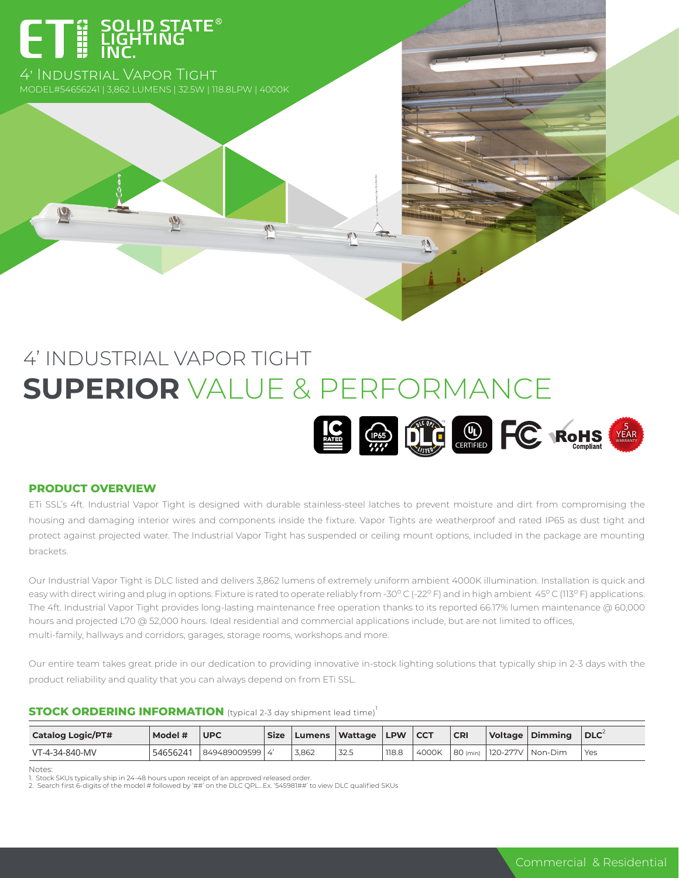# ETi SOLID STATE® LIGHTING INC.

4' INDUSTRIAL VAPOR TIGHT

MODEL#54656241 | 3,862 LUMENS | 32.5W | 118.8LPW | 4000K

# 4' INDUSTRIAL VAPOR TIGHT

# **SUPERIOR** VALUE & PERFORMANCE

IC RATED | IP65 | DLC QPL LISTED | UL CERTIFIED | FC | RoHS Compliant | 5 YEAR WARRANTY

## PRODUCT OVERVIEW

ETi SSL's 4ft. Industrial Vapor Tight is designed with durable stainless-steel latches to prevent moisture and dirt from compromising the housing and damaging interior wires and components inside the fixture. Vapor Tights are weatherproof and rated IP65 as dust tight and protect against projected water. The Industrial Vapor Tight has suspended or ceiling mount options, included in the package are mounting brackets.

Our Industrial Vapor Tight is DLC listed and delivers 3,862 lumens of extremely uniform ambient 4000K illumination. Installation is quick and easy with direct wiring and plug in options. Fixture is rated to operate reliably from -30° C (-22° F) and in high ambient 45° C (113° F) applications. The 4ft. Industrial Vapor Tight provides long-lasting maintenance free operation thanks to its reported 66.17% lumen maintenance @ 60,000 hours and projected L70 @ 52,000 hours. Ideal residential and commercial applications include, but are not limited to offices, multi-family, hallways and corridors, garages, storage rooms, workshops and more.

Our entire team takes great pride in our dedication to providing innovative in-stock lighting solutions that typically ship in 2-3 days with the product reliability and quality that you can always depend on from ETi SSL.

## STOCK ORDERING INFORMATION (typical 2-3 day shipment lead time)[1]

| Catalog Logic/PT# | Model # | UPC | Size | Lumens | Wattage | LPW | CCT | CRI | Voltage | Dimming | DLC[2] |
|---|---|---|---|---|---|---|---|---|---|---|---|
| VT-4-34-840-MV | 54656241 | 849489009599 | 4' | 3,862 | 32.5 | 118.8 | 4000K | 80 (min) | 120-277V | Non-Dim | Yes |

Notes:
1. Stock SKUs typically ship in 24-48 hours upon receipt of an approved released order.
2. Search first 6-digits of the model # followed by '##' on the DLC QPL...Ex. '545981##' to view DLC qualified SKUs

Commercial & Residential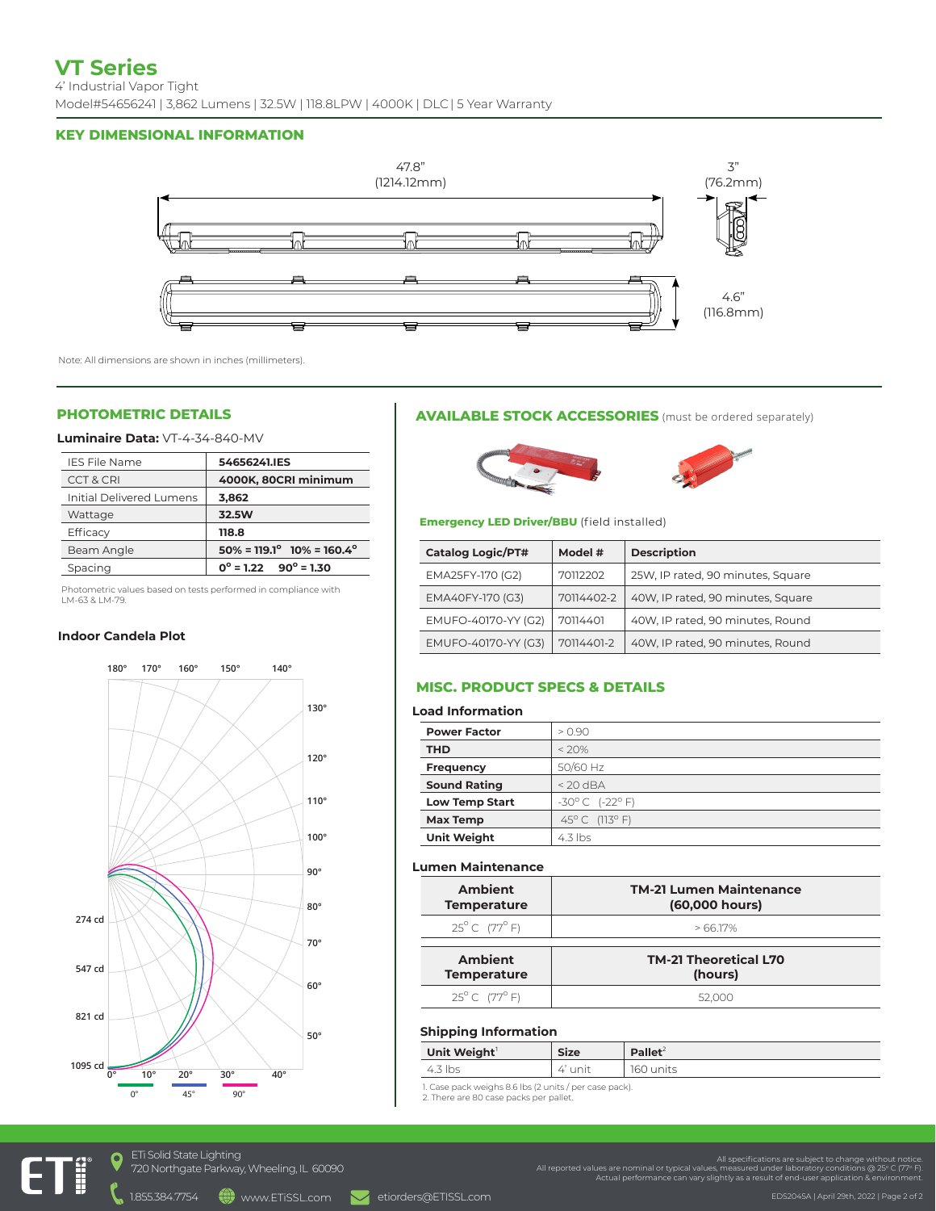# VT Series

4' Industrial Vapor Tight

Model#54656241 | 3,862 Lumens | 32.5W | 118.8LPW | 4000K | DLC | 5 Year Warranty

## KEY DIMENSIONAL INFORMATION

47.8"
(1214.12mm)

3"
(76.2mm)

4.6"
(116.8mm)

Note: All dimensions are shown in inches (millimeters).

## PHOTOMETRIC DETAILS

**Luminaire Data:** VT-4-34-840-MV

| | |
|---|---|
| IES File Name | **54656241.IES** |
| CCT & CRI | **4000K, 80CRI minimum** |
| Initial Delivered Lumens | **3,862** |
| Wattage | **32.5W** |
| Efficacy | **118.8** |
| Beam Angle | **50% = 119.1° 10% = 160.4°** |
| Spacing | **0° = 1.22 90° = 1.30** |

Photometric values based on tests performed in compliance with LM-63 & LM-79.

### Indoor Candela Plot

180° 170° 160° 150° 140°
130°
120°
110°
100°
90°
80°
70°
60°
50°
274 cd
547 cd
821 cd
1095 cd
0° 10° 20° 30° 40°
0° 45° 90°

## AVAILABLE STOCK ACCESSORIES (must be ordered separately)

**Emergency LED Driver/BBU** (field installed)

| Catalog Logic/PT# | Model # | Description |
|---|---|---|
| EMA25FY-170 (G2) | 70112202 | 25W, IP rated, 90 minutes, Square |
| EMA40FY-170 (G3) | 70114402-2 | 40W, IP rated, 90 minutes, Square |
| EMUFO-40170-YY (G2) | 70114401 | 40W, IP rated, 90 minutes, Round |
| EMUFO-40170-YY (G3) | 70114401-2 | 40W, IP rated, 90 minutes, Round |

## MISC. PRODUCT SPECS & DETAILS

### Load Information

| | |
|---|---|
| **Power Factor** | > 0.90 |
| **THD** | < 20% |
| **Frequency** | 50/60 Hz |
| **Sound Rating** | < 20 dBA |
| **Low Temp Start** | -30° C (-22° F) |
| **Max Temp** | 45° C (113° F) |
| **Unit Weight** | 4.3 lbs |

### Lumen Maintenance

| Ambient Temperature | TM-21 Lumen Maintenance (60,000 hours) |
|---|---|
| 25° C (77° F) | > 66.17% |

| Ambient Temperature | TM-21 Theoretical L70 (hours) |
|---|---|
| 25° C (77° F) | 52,000 |

### Shipping Information

| Unit Weight[1] | Size | Pallet[2] |
|---|---|---|
| 4.3 lbs | 4' unit | 160 units |

1. Case pack weighs 8.6 lbs (2 units / per case pack).
2. There are 80 case packs per pallet.

ETi Solid State Lighting
720 Northgate Parkway, Wheeling, IL 60090
1.855.384.7754 | www.ETiSSL.com | etiorders@ETISSL.com

All specifications are subject to change without notice.
All reported values are nominal or typical values, measured under laboratory conditions @ 25° C (77° F).
Actual performance can vary slightly as a result of end-user application & environment.

EDS2045A | April 29th, 2022